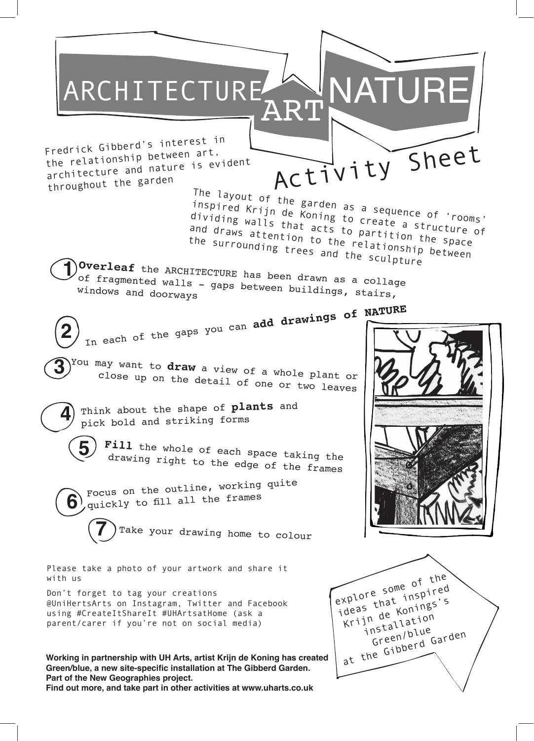# ARCHITECTURE ART NATURE

## Activity Sheet

Fredrick Gibberd's interest in the relationship between art, architecture and nature is evident throughout the garden

The layout of the garden as a sequence of 'rooms' inspired Krijn de Koning to create a structure of dividing walls that acts to partition the space and draws attention to the relationship between the surrounding trees and the sculpture

1. **Overleaf** the ARCHITECTURE has been drawn as a collage of fragmented walls - gaps between buildings, stairs, windows and doorways
2. In each of the gaps you can **add drawings of NATURE**
3. You may want to **draw** a view of a whole plant or close up on the detail of one or two leaves
4. Think about the shape of **plants** and pick bold and striking forms
5. **Fill** the whole of each space taking the drawing right to the edge of the frames
6. Focus on the outline, working quite quickly to fill all the frames
7. Take your drawing home to colour

Please take a photo of your artwork and share it with us

Don't forget to tag your creations @UniHertsArts on Instagram, Twitter and Facebook using #CreateItShareIt #UHArtsatHome (ask a parent/carer if you're not on social media)

explore some of the ideas that inspired Krijn de Konings's installation Green/blue at the Gibberd Garden

**Working in partnership with UH Arts, artist Krijn de Koning has created Green/blue, a new site-specific installation at The Gibberd Garden. Part of the New Geographies project.**
**Find out more, and take part in other activities at www.uharts.co.uk**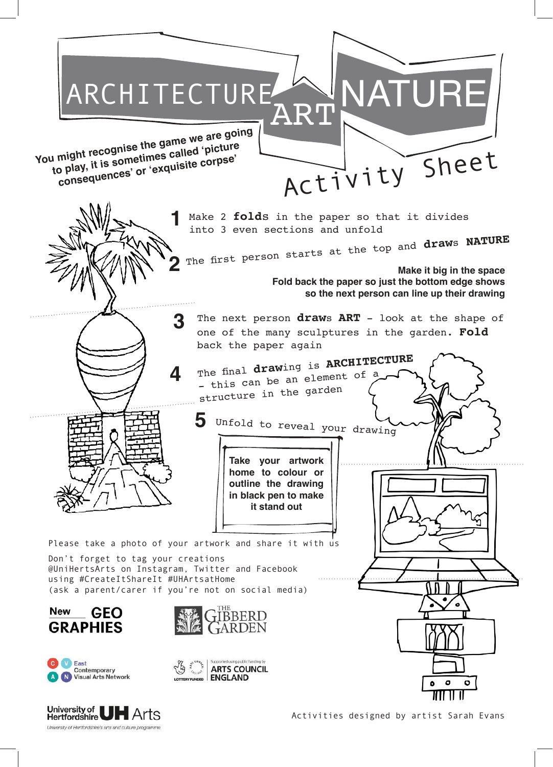# ARCHITECTURE ART NATURE

## Activity Sheet

**You might recognise the game we are going to play, it is sometimes called 'picture consequences' or 'exquisite corpse'**

1. Make 2 **folds** in the paper so that it divides into 3 even sections and unfold
2. The first person starts at the top and **draws NATURE**

   **Make it big in the space**
   **Fold back the paper so just the bottom edge shows so the next person can line up their drawing**
3. The next person **draws ART** - look at the shape of one of the many sculptures in the garden. **Fold** back the paper again
4. The final **drawing** is **ARCHITECTURE** - this can be an element of a structure in the garden
5. Unfold to reveal your drawing

**Take your artwork home to colour or outline the drawing in black pen to make it stand out**

Please take a photo of your artwork and share it with us

Don't forget to tag your creations
@UniHertsArts on Instagram, Twitter and Facebook
using #CreateItShareIt #UHArtsatHome
(ask a parent/carer if you're not on social media)

New GEOGRAPHIES

THE GIBBERD GARDEN

East Contemporary Visual Arts Network

LOTTERY FUNDED — Supported using public funding by ARTS COUNCIL ENGLAND

University of Hertfordshire UH Arts
University of Hertfordshire's arts and culture programme

Activities designed by artist Sarah Evans